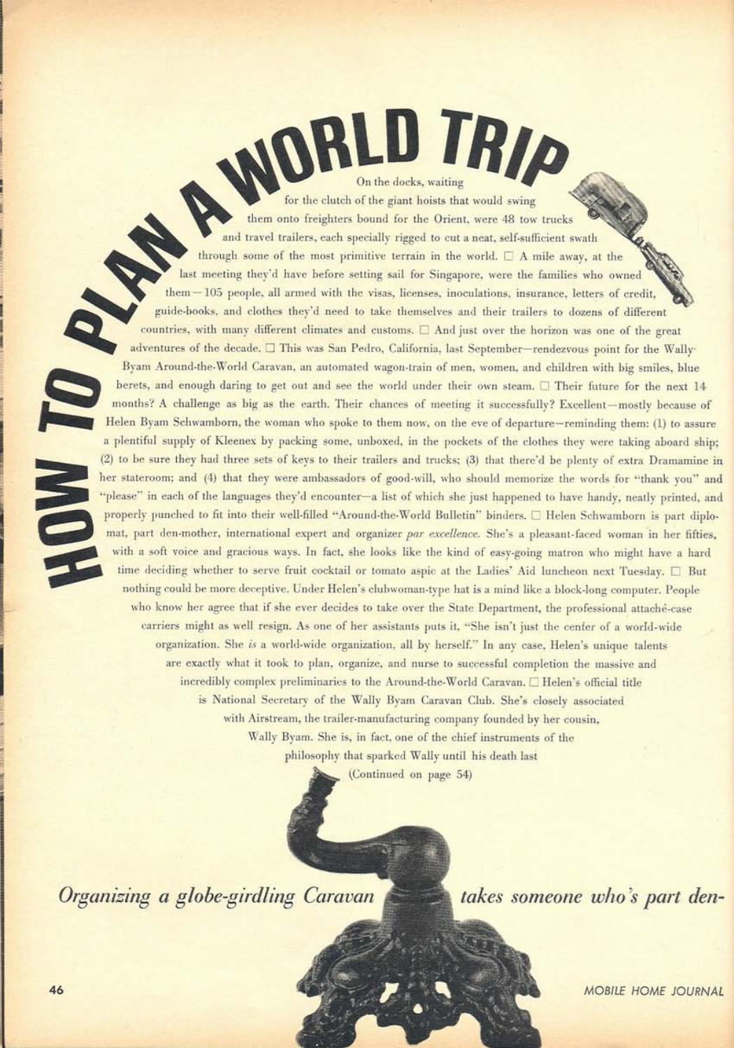# HOW TO PLAN A WORLD TRIP

On the docks, waiting for the clutch of the giant hoists that would swing them onto freighters bound for the Orient, were 48 tow trucks and travel trailers, each specially rigged to cut a neat, self-sufficient swath through some of the most primitive terrain in the world. ☐ A mile away, at the last meeting they'd have before setting sail for Singapore, were the families who owned them—105 people, all armed with the visas, licenses, inoculations, insurance, letters of credit, guide-books, and clothes they'd need to take themselves and their trailers to dozens of different countries, with many different climates and customs. ☐ And just over the horizon was one of the great adventures of the decade. ☐ This was San Pedro, California, last September—rendezvous point for the Wally Byam Around-the-World Caravan, an automated wagon-train of men, women, and children with big smiles, blue berets, and enough daring to get out and see the world under their own steam. ☐ Their future for the next 14 months? A challenge as big as the earth. Their chances of meeting it successfully? Excellent—mostly because of Helen Byam Schwamborn, the woman who spoke to them now, on the eve of departure—reminding them: (1) to assure a plentiful supply of Kleenex by packing some, unboxed, in the pockets of the clothes they were taking aboard ship; (2) to be sure they had three sets of keys to their trailers and trucks; (3) that there'd be plenty of extra Dramamine in her stateroom; and (4) that they were ambassadors of good-will, who should memorize the words for "thank you" and "please" in each of the languages they'd encounter—a list of which she just happened to have handy, neatly printed, and properly punched to fit into their well-filled "Around-the-World Bulletin" binders. ☐ Helen Schwamborn is part diplomat, part den-mother, international expert and organizer *par excellence*. She's a pleasant-faced woman in her fifties, with a soft voice and gracious ways. In fact, she looks like the kind of easy-going matron who might have a hard time deciding whether to serve fruit cocktail or tomato aspic at the Ladies' Aid luncheon next Tuesday. ☐ But nothing could be more deceptive. Under Helen's clubwoman-type hat is a mind like a block-long computer. People who know her agree that if she ever decides to take over the State Department, the professional attaché-case carriers might as well resign. As one of her assistants puts it, "She isn't just the center of a world-wide organization. She *is* a world-wide organization, all by herself." In any case, Helen's unique talents are exactly what it took to plan, organize, and nurse to successful completion the massive and incredibly complex preliminaries to the Around-the-World Caravan. ☐ Helen's official title is National Secretary of the Wally Byam Caravan Club. She's closely associated with Airstream, the trailer-manufacturing company founded by her cousin, Wally Byam. She is, in fact, one of the chief instruments of the philosophy that sparked Wally until his death last

(Continued on page 54)

*Organizing a globe-girdling Caravan takes someone who's part den-*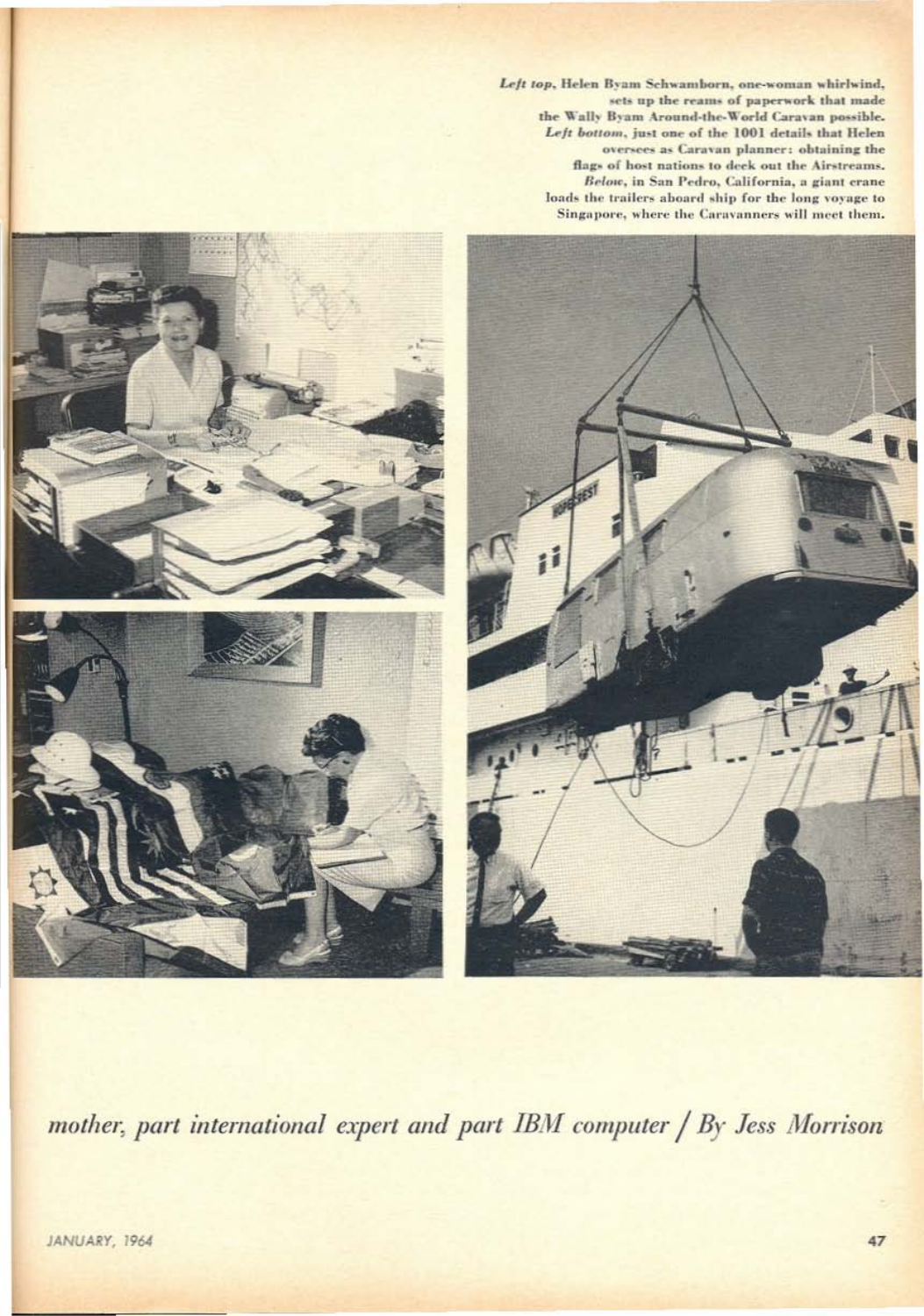*Left top*, Helen Byam Schwamborn, one-woman whirlwind, sets up the reams of paperwork that made the Wally Byam Around-the-World Caravan possible. *Left bottom*, just one of the 1001 details that Helen oversees as Caravan planner: obtaining the flags of host nations to deck out the Airstreams. *Below*, in San Pedro, California, a giant crane loads the trailers aboard ship for the long voyage to Singapore, where the Caravanners will meet them.

*mother, part international expert and part IBM computer / By Jess Morrison*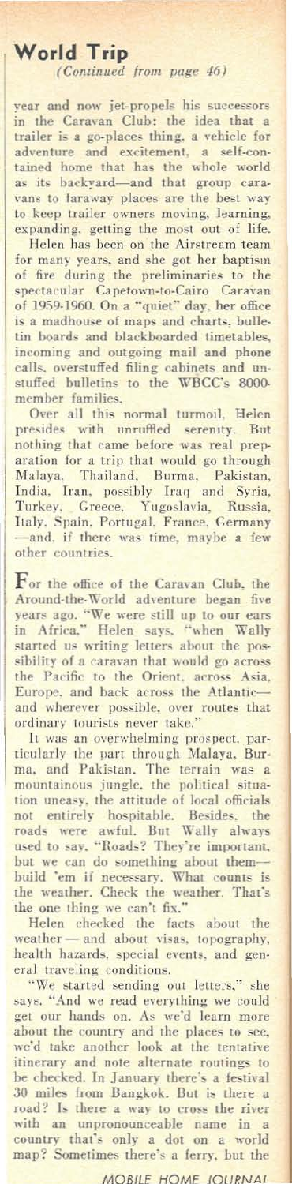## World Trip

*(Continued from page 46)*

year and now jet-propels his successors in the Caravan Club: the idea that a trailer is a go-places thing, a vehicle for adventure and excitement, a self-contained home that has the whole world as its backyard—and that group caravans to faraway places are the best way to keep trailer owners moving, learning, expanding, getting the most out of life.

Helen has been on the Airstream team for many years, and she got her baptism of fire during the preliminaries to the spectacular Capetown-to-Cairo Caravan of 1959-1960. On a "quiet" day, her office is a madhouse of maps and charts, bulletin boards and blackboarded timetables, incoming and outgoing mail and phone calls, overstuffed filing cabinets and unstuffed bulletins to the WBCC's 8000-member families.

Over all this normal turmoil, Helen presides with unruffled serenity. But nothing that came before was real preparation for a trip that would go through Malaya, Thailand, Burma, Pakistan, India, Iran, possibly Iraq and Syria, Turkey, Greece, Yugoslavia, Russia, Italy, Spain, Portugal, France, Germany —and, if there was time, maybe a few other countries.

For the office of the Caravan Club, the Around-the-World adventure began five years ago. "We were still up to our ears in Africa," Helen says, "when Wally started us writing letters about the possibility of a caravan that would go across the Pacific to the Orient, across Asia, Europe, and back across the Atlantic—and wherever possible, over routes that ordinary tourists never take."

It was an overwhelming prospect, particularly the part through Malaya, Burma, and Pakistan. The terrain was a mountainous jungle, the political situation uneasy, the attitude of local officials not entirely hospitable. Besides, the roads were awful. But Wally always used to say, "Roads? They're important, but we can do something about them—build 'em if necessary. What counts is the weather. Check the weather. That's the one thing we can't fix."

Helen checked the facts about the weather — and about visas, topography, health hazards, special events, and general traveling conditions.

"We started sending out letters," she says. "And we read everything we could get our hands on. As we'd learn more about the country and the places to see, we'd take another look at the tentative itinerary and note alternate routings to be checked. In January there's a festival 30 miles from Bangkok. But is there a road? Is there a way to cross the river with an unpronounceable name in a country that's only a dot on a world map? Sometimes there's a ferry, but the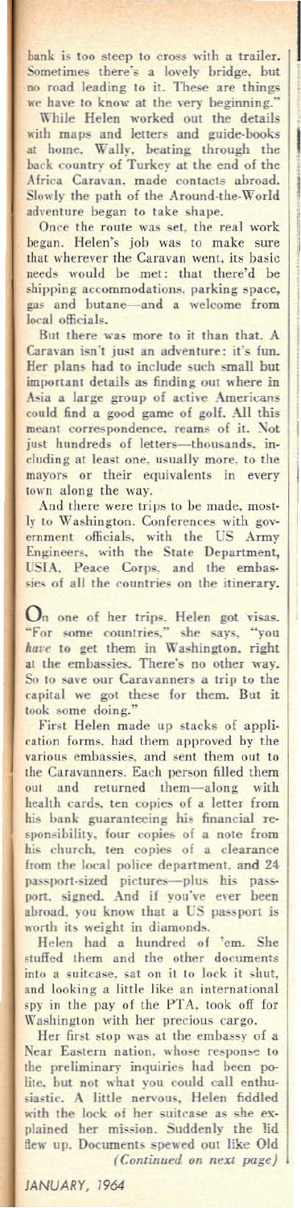bank is too steep to cross with a trailer. Sometimes there's a lovely bridge, but no road leading to it. These are things we have to know at the very beginning."

While Helen worked out the details with maps and letters and guide-books at home, Wally, beating through the back country of Turkey at the end of the Africa Caravan, made contacts abroad. Slowly the path of the Around-the-World adventure began to take shape.

Once the route was set, the real work began. Helen's job was to make sure that wherever the Caravan went, its basic needs would be met: that there'd be shipping accommodations, parking space, gas and butane—and a welcome from local officials.

But there was more to it than that. A Caravan isn't just an adventure: it's fun. Her plans had to include such small but important details as finding out where in Asia a large group of active Americans could find a good game of golf. All this meant correspondence, reams of it. Not just hundreds of letters—thousands, including at least one, usually more, to the mayors or their equivalents in every town along the way.

And there were trips to be made, mostly to Washington. Conferences with government officials, with the US Army Engineers, with the State Department, USIA, Peace Corps, and the embassies of all the countries on the itinerary.

On one of her trips, Helen got visas. "For some countries," she says, "you *have* to get them in Washington, right at the embassies. There's no other way. So to save our Caravanners a trip to the capital we got these for them. But it took some doing."

First Helen made up stacks of application forms, had them approved by the various embassies, and sent them out to the Caravanners. Each person filled them out and returned them—along with health cards, ten copies of a letter from his bank guaranteeing his financial responsibility, four copies of a note from his church, ten copies of a clearance from the local police department, and 24 passport-sized pictures—plus his passport, signed. And if you've ever been abroad, you know that a US passport is worth its weight in diamonds.

Helen had a hundred of 'em. She stuffed them and the other documents into a suitcase, sat on it to lock it shut, and looking a little like an international spy in the pay of the PTA, took off for Washington with her precious cargo.

Her first stop was at the embassy of a Near Eastern nation, whose response to the preliminary inquiries had been polite, but not what you could call enthusiastic. A little nervous, Helen fiddled with the lock of her suitcase as she explained her mission. Suddenly the lid flew up. Documents spewed out like Old

*(Continued on next page)*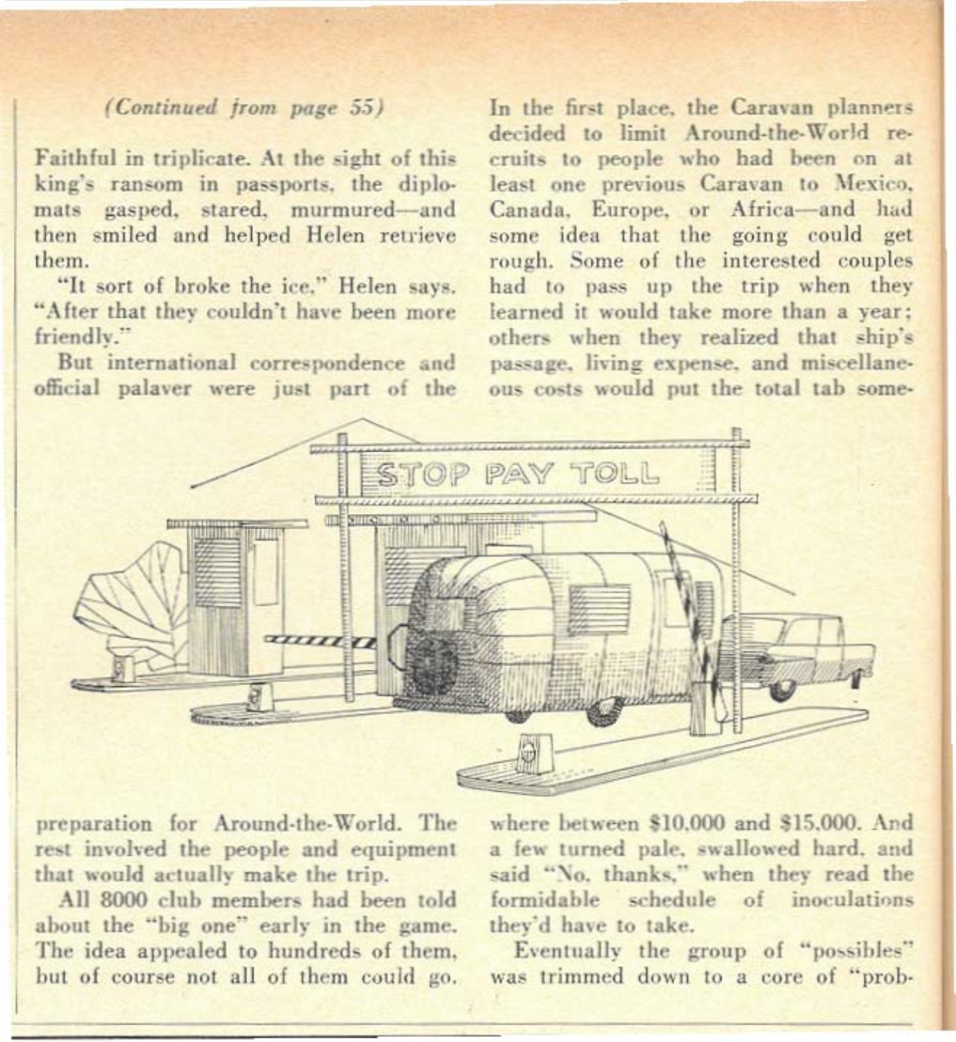*(Continued from page 55)*

Faithful in triplicate. At the sight of this king's ransom in passports, the diplomats gasped, stared, murmured—and then smiled and helped Helen retrieve them.

"It sort of broke the ice," Helen says. "After that they couldn't have been more friendly."

But international correspondence and official palaver were just part of the preparation for Around-the-World. The rest involved the people and equipment that would actually make the trip.

All 8000 club members had been told about the "big one" early in the game. The idea appealed to hundreds of them, but of course not all of them could go. In the first place, the Caravan planners decided to limit Around-the-World recruits to people who had been on at least one previous Caravan to Mexico, Canada, Europe, or Africa—and had some idea that the going could get rough. Some of the interested couples had to pass up the trip when they learned it would take more than a year; others when they realized that ship's passage, living expense, and miscellaneous costs would put the total tab somewhere between $10,000 and $15,000. And a few turned pale, swallowed hard, and said "No, thanks," when they read the formidable schedule of inoculations they'd have to take.

Eventually the group of "possibles" was trimmed down to a core of "prob-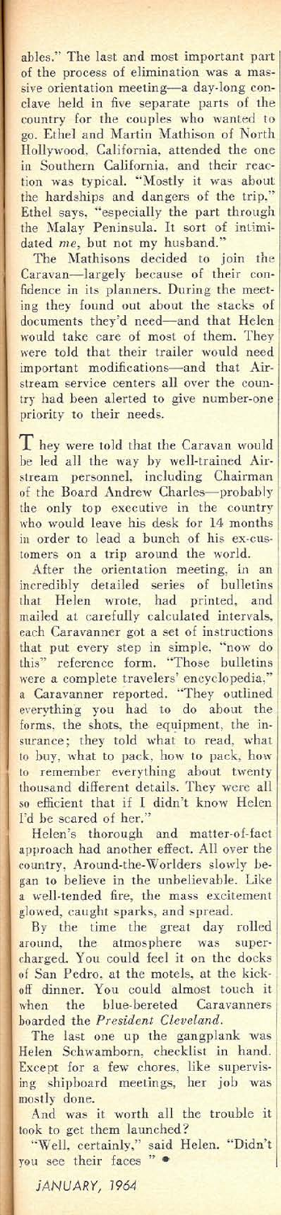ables." The last and most important part of the process of elimination was a massive orientation meeting—a day-long conclave held in five separate parts of the country for the couples who wanted to go. Ethel and Martin Mathison of North Hollywood, California, attended the one in Southern California, and their reaction was typical. "Mostly it was about the hardships and dangers of the trip," Ethel says, "especially the part through the Malay Peninsula. It sort of intimidated *me*, but not my husband."

The Mathisons decided to join the Caravan—largely because of their confidence in its planners. During the meeting they found out about the stacks of documents they'd need—and that Helen would take care of most of them. They were told that their trailer would need important modifications—and that Airstream service centers all over the country had been alerted to give number-one priority to their needs.

They were told that the Caravan would be led all the way by well-trained Airstream personnel, including Chairman of the Board Andrew Charles—probably the only top executive in the country who would leave his desk for 14 months in order to lead a bunch of his ex-customers on a trip around the world.

After the orientation meeting, in an incredibly detailed series of bulletins that Helen wrote, had printed, and mailed at carefully calculated intervals, each Caravanner got a set of instructions that put every step in simple, "now do this" reference form. "Those bulletins were a complete travelers' encyclopedia," a Caravanner reported. "They outlined everything you had to do about the forms, the shots, the equipment, the insurance; they told what to read, what to buy, what to pack, how to pack, how to remember everything about twenty thousand different details. They were all so efficient that if I didn't know Helen I'd be scared of her."

Helen's thorough and matter-of-fact approach had another effect. All over the country, Around-the-Worlders slowly began to believe in the unbelievable. Like a well-tended fire, the mass excitement glowed, caught sparks, and spread.

By the time the great day rolled around, the atmosphere was supercharged. You could feel it on the docks of San Pedro, at the motels, at the kick-off dinner. You could almost touch it when the blue-bereted Caravanners boarded the *President Cleveland*.

The last one up the gangplank was Helen Schwamborn, checklist in hand. Except for a few chores, like supervising shipboard meetings, her job was mostly done.

And was it worth all the trouble it took to get them launched?

"Well, certainly," said Helen. "Didn't you see their faces "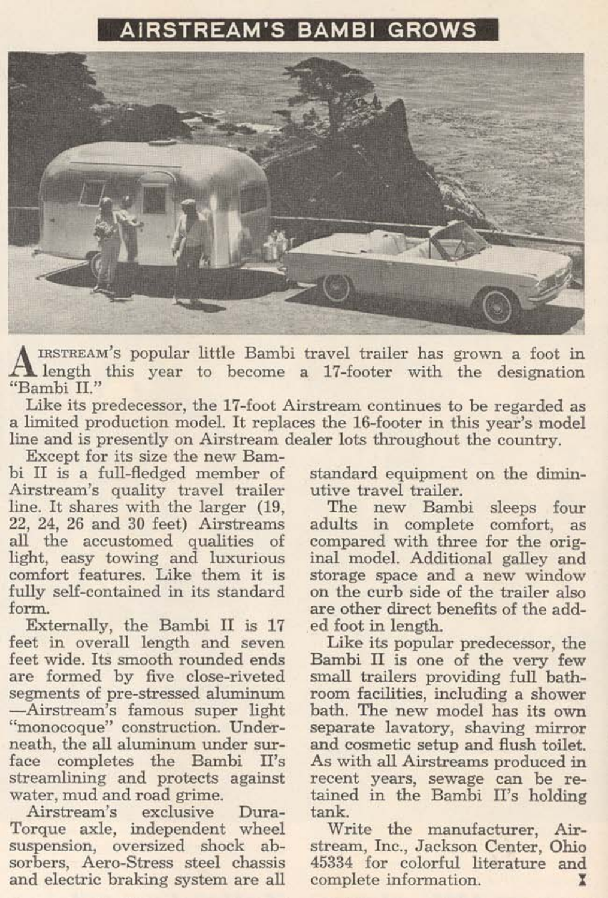# AIRSTREAM'S BAMBI GROWS

Airstream's popular little Bambi travel trailer has grown a foot in length this year to become a 17-footer with the designation "Bambi II."

Like its predecessor, the 17-foot Airstream continues to be regarded as a limited production model. It replaces the 16-footer in this year's model line and is presently on Airstream dealer lots throughout the country.

Except for its size the new Bambi II is a full-fledged member of Airstream's quality travel trailer line. It shares with the larger (19, 22, 24, 26 and 30 feet) Airstreams all the accustomed qualities of light, easy towing and luxurious comfort features. Like them it is fully self-contained in its standard form.

Externally, the Bambi II is 17 feet in overall length and seven feet wide. Its smooth rounded ends are formed by five close-riveted segments of pre-stressed aluminum —Airstream's famous super light "monocoque" construction. Underneath, the all aluminum under surface completes the Bambi II's streamlining and protects against water, mud and road grime.

Airstream's exclusive Dura-Torque axle, independent wheel suspension, oversized shock absorbers, Aero-Stress steel chassis and electric braking system are all standard equipment on the diminutive travel trailer.

The new Bambi sleeps four adults in complete comfort, as compared with three for the original model. Additional galley and storage space and a new window on the curb side of the trailer also are other direct benefits of the added foot in length.

Like its popular predecessor, the Bambi II is one of the very few small trailers providing full bathroom facilities, including a shower bath. The new model has its own separate lavatory, shaving mirror and cosmetic setup and flush toilet. As with all Airstreams produced in recent years, sewage can be retained in the Bambi II's holding tank.

Write the manufacturer, Airstream, Inc., Jackson Center, Ohio 45334 for colorful literature and complete information.